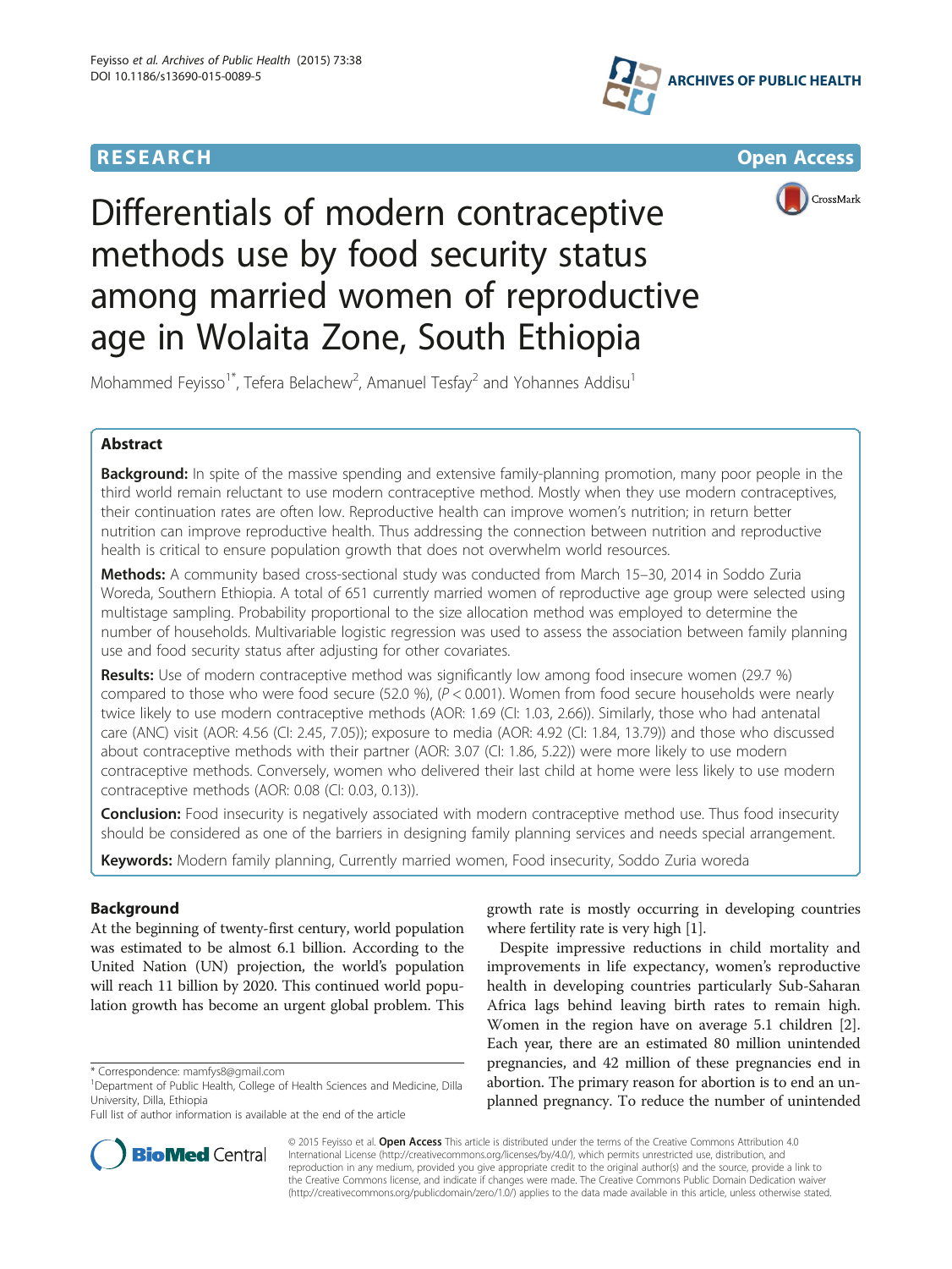**RESEARCH** **Open Access**

# Differentials of modern contraceptive methods use by food security status among married women of reproductive age in Wolaita Zone, South Ethiopia

Mohammed Feyisso[1*], Tefera Belachew[2], Amanuel Tesfay[2] and Yohannes Addisu[1]

## Abstract

**Background:** In spite of the massive spending and extensive family-planning promotion, many poor people in the third world remain reluctant to use modern contraceptive method. Mostly when they use modern contraceptives, their continuation rates are often low. Reproductive health can improve women's nutrition; in return better nutrition can improve reproductive health. Thus addressing the connection between nutrition and reproductive health is critical to ensure population growth that does not overwhelm world resources.

**Methods:** A community based cross-sectional study was conducted from March 15–30, 2014 in Soddo Zuria Woreda, Southern Ethiopia. A total of 651 currently married women of reproductive age group were selected using multistage sampling. Probability proportional to the size allocation method was employed to determine the number of households. Multivariable logistic regression was used to assess the association between family planning use and food security status after adjusting for other covariates.

**Results:** Use of modern contraceptive method was significantly low among food insecure women (29.7 %) compared to those who were food secure (52.0 %), ($P < 0.001$). Women from food secure households were nearly twice likely to use modern contraceptive methods (AOR: 1.69 (CI: 1.03, 2.66)). Similarly, those who had antenatal care (ANC) visit (AOR: 4.56 (CI: 2.45, 7.05)); exposure to media (AOR: 4.92 (CI: 1.84, 13.79)) and those who discussed about contraceptive methods with their partner (AOR: 3.07 (CI: 1.86, 5.22)) were more likely to use modern contraceptive methods. Conversely, women who delivered their last child at home were less likely to use modern contraceptive methods (AOR: 0.08 (CI: 0.03, 0.13)).

**Conclusion:** Food insecurity is negatively associated with modern contraceptive method use. Thus food insecurity should be considered as one of the barriers in designing family planning services and needs special arrangement.

**Keywords:** Modern family planning, Currently married women, Food insecurity, Soddo Zuria woreda

## Background

At the beginning of twenty-first century, world population was estimated to be almost 6.1 billion. According to the United Nation (UN) projection, the world's population will reach 11 billion by 2020. This continued world population growth has become an urgent global problem. This growth rate is mostly occurring in developing countries where fertility rate is very high [1].

Despite impressive reductions in child mortality and improvements in life expectancy, women's reproductive health in developing countries particularly Sub-Saharan Africa lags behind leaving birth rates to remain high. Women in the region have on average 5.1 children [2]. Each year, there are an estimated 80 million unintended pregnancies, and 42 million of these pregnancies end in abortion. The primary reason for abortion is to end an unplanned pregnancy. To reduce the number of unintended

\* Correspondence: mamfys8@gmail.com
[1]Department of Public Health, College of Health Sciences and Medicine, Dilla University, Dilla, Ethiopia
Full list of author information is available at the end of the article

© 2015 Feyisso et al. **Open Access** This article is distributed under the terms of the Creative Commons Attribution 4.0 International License (http://creativecommons.org/licenses/by/4.0/), which permits unrestricted use, distribution, and reproduction in any medium, provided you give appropriate credit to the original author(s) and the source, provide a link to the Creative Commons license, and indicate if changes were made. The Creative Commons Public Domain Dedication waiver (http://creativecommons.org/publicdomain/zero/1.0/) applies to the data made available in this article, unless otherwise stated.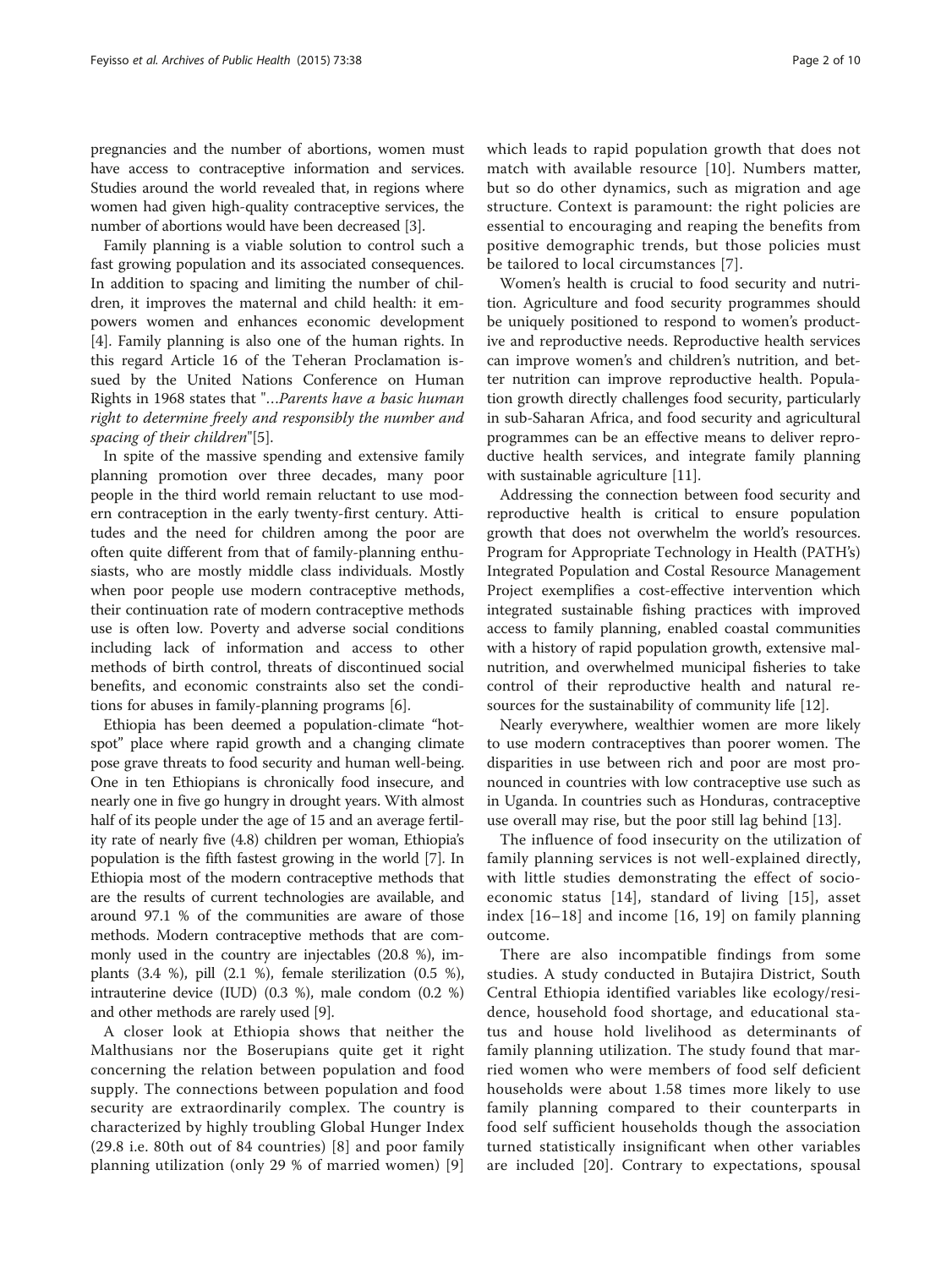pregnancies and the number of abortions, women must have access to contraceptive information and services. Studies around the world revealed that, in regions where women had given high-quality contraceptive services, the number of abortions would have been decreased [3].

Family planning is a viable solution to control such a fast growing population and its associated consequences. In addition to spacing and limiting the number of children, it improves the maternal and child health: it empowers women and enhances economic development [4]. Family planning is also one of the human rights. In this regard Article 16 of the Teheran Proclamation issued by the United Nations Conference on Human Rights in 1968 states that "…*Parents have a basic human right to determine freely and responsibly the number and spacing of their children*"[5].

In spite of the massive spending and extensive family planning promotion over three decades, many poor people in the third world remain reluctant to use modern contraception in the early twenty-first century. Attitudes and the need for children among the poor are often quite different from that of family-planning enthusiasts, who are mostly middle class individuals. Mostly when poor people use modern contraceptive methods, their continuation rate of modern contraceptive methods use is often low. Poverty and adverse social conditions including lack of information and access to other methods of birth control, threats of discontinued social benefits, and economic constraints also set the conditions for abuses in family-planning programs [6].

Ethiopia has been deemed a population-climate "hotspot" place where rapid growth and a changing climate pose grave threats to food security and human well-being. One in ten Ethiopians is chronically food insecure, and nearly one in five go hungry in drought years. With almost half of its people under the age of 15 and an average fertility rate of nearly five (4.8) children per woman, Ethiopia's population is the fifth fastest growing in the world [7]. In Ethiopia most of the modern contraceptive methods that are the results of current technologies are available, and around 97.1 % of the communities are aware of those methods. Modern contraceptive methods that are commonly used in the country are injectables (20.8 %), implants (3.4 %), pill (2.1 %), female sterilization (0.5 %), intrauterine device (IUD) (0.3 %), male condom (0.2 %) and other methods are rarely used [9].

A closer look at Ethiopia shows that neither the Malthusians nor the Boserupians quite get it right concerning the relation between population and food supply. The connections between population and food security are extraordinarily complex. The country is characterized by highly troubling Global Hunger Index (29.8 i.e. 80th out of 84 countries) [8] and poor family planning utilization (only 29 % of married women) [9] which leads to rapid population growth that does not match with available resource [10]. Numbers matter, but so do other dynamics, such as migration and age structure. Context is paramount: the right policies are essential to encouraging and reaping the benefits from positive demographic trends, but those policies must be tailored to local circumstances [7].

Women's health is crucial to food security and nutrition. Agriculture and food security programmes should be uniquely positioned to respond to women's productive and reproductive needs. Reproductive health services can improve women's and children's nutrition, and better nutrition can improve reproductive health. Population growth directly challenges food security, particularly in sub-Saharan Africa, and food security and agricultural programmes can be an effective means to deliver reproductive health services, and integrate family planning with sustainable agriculture [11].

Addressing the connection between food security and reproductive health is critical to ensure population growth that does not overwhelm the world's resources. Program for Appropriate Technology in Health (PATH's) Integrated Population and Costal Resource Management Project exemplifies a cost-effective intervention which integrated sustainable fishing practices with improved access to family planning, enabled coastal communities with a history of rapid population growth, extensive malnutrition, and overwhelmed municipal fisheries to take control of their reproductive health and natural resources for the sustainability of community life [12].

Nearly everywhere, wealthier women are more likely to use modern contraceptives than poorer women. The disparities in use between rich and poor are most pronounced in countries with low contraceptive use such as in Uganda. In countries such as Honduras, contraceptive use overall may rise, but the poor still lag behind [13].

The influence of food insecurity on the utilization of family planning services is not well-explained directly, with little studies demonstrating the effect of socioeconomic status [14], standard of living [15], asset index [16–18] and income [16, 19] on family planning outcome.

There are also incompatible findings from some studies. A study conducted in Butajira District, South Central Ethiopia identified variables like ecology/residence, household food shortage, and educational status and house hold livelihood as determinants of family planning utilization. The study found that married women who were members of food self deficient households were about 1.58 times more likely to use family planning compared to their counterparts in food self sufficient households though the association turned statistically insignificant when other variables are included [20]. Contrary to expectations, spousal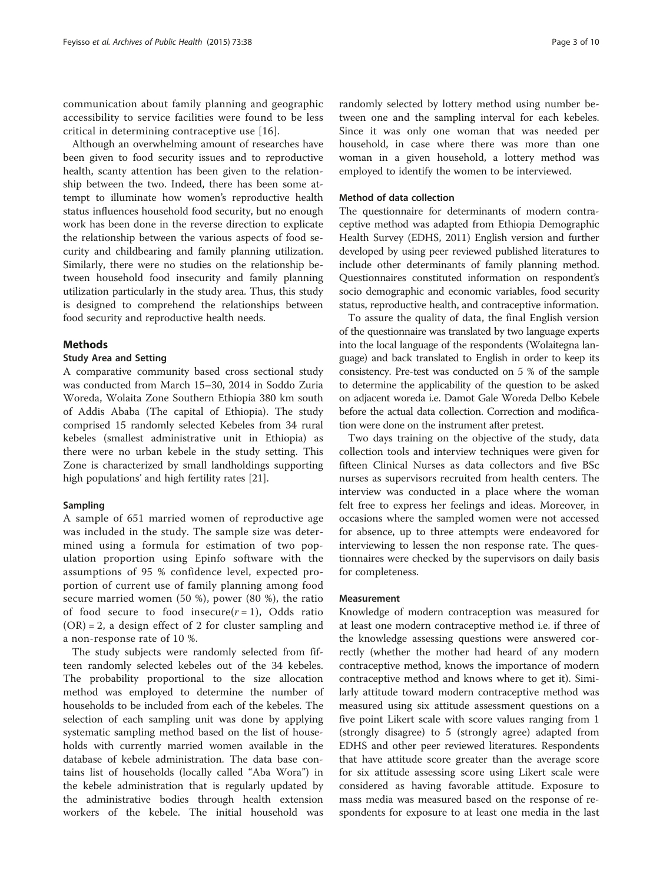communication about family planning and geographic accessibility to service facilities were found to be less critical in determining contraceptive use [16].

Although an overwhelming amount of researches have been given to food security issues and to reproductive health, scanty attention has been given to the relationship between the two. Indeed, there has been some attempt to illuminate how women's reproductive health status influences household food security, but no enough work has been done in the reverse direction to explicate the relationship between the various aspects of food security and childbearing and family planning utilization. Similarly, there were no studies on the relationship between household food insecurity and family planning utilization particularly in the study area. Thus, this study is designed to comprehend the relationships between food security and reproductive health needs.

## Methods

### Study Area and Setting

A comparative community based cross sectional study was conducted from March 15–30, 2014 in Soddo Zuria Woreda, Wolaita Zone Southern Ethiopia 380 km south of Addis Ababa (The capital of Ethiopia). The study comprised 15 randomly selected Kebeles from 34 rural kebeles (smallest administrative unit in Ethiopia) as there were no urban kebele in the study setting. This Zone is characterized by small landholdings supporting high populations' and high fertility rates [21].

### Sampling

A sample of 651 married women of reproductive age was included in the study. The sample size was determined using a formula for estimation of two population proportion using Epinfo software with the assumptions of 95 % confidence level, expected proportion of current use of family planning among food secure married women (50 %), power (80 %), the ratio of food secure to food insecure($r = 1$), Odds ratio (OR) = 2, a design effect of 2 for cluster sampling and a non-response rate of 10 %.

The study subjects were randomly selected from fifteen randomly selected kebeles out of the 34 kebeles. The probability proportional to the size allocation method was employed to determine the number of households to be included from each of the kebeles. The selection of each sampling unit was done by applying systematic sampling method based on the list of households with currently married women available in the database of kebele administration. The data base contains list of households (locally called "Aba Wora") in the kebele administration that is regularly updated by the administrative bodies through health extension workers of the kebele. The initial household was randomly selected by lottery method using number between one and the sampling interval for each kebeles. Since it was only one woman that was needed per household, in case where there was more than one woman in a given household, a lottery method was employed to identify the women to be interviewed.

### Method of data collection

The questionnaire for determinants of modern contraceptive method was adapted from Ethiopia Demographic Health Survey (EDHS, 2011) English version and further developed by using peer reviewed published literatures to include other determinants of family planning method. Questionnaires constituted information on respondent's socio demographic and economic variables, food security status, reproductive health, and contraceptive information.

To assure the quality of data, the final English version of the questionnaire was translated by two language experts into the local language of the respondents (Wolaitegna language) and back translated to English in order to keep its consistency. Pre-test was conducted on 5 % of the sample to determine the applicability of the question to be asked on adjacent woreda i.e. Damot Gale Woreda Delbo Kebele before the actual data collection. Correction and modification were done on the instrument after pretest.

Two days training on the objective of the study, data collection tools and interview techniques were given for fifteen Clinical Nurses as data collectors and five BSc nurses as supervisors recruited from health centers. The interview was conducted in a place where the woman felt free to express her feelings and ideas. Moreover, in occasions where the sampled women were not accessed for absence, up to three attempts were endeavored for interviewing to lessen the non response rate. The questionnaires were checked by the supervisors on daily basis for completeness.

### Measurement

Knowledge of modern contraception was measured for at least one modern contraceptive method i.e. if three of the knowledge assessing questions were answered correctly (whether the mother had heard of any modern contraceptive method, knows the importance of modern contraceptive method and knows where to get it). Similarly attitude toward modern contraceptive method was measured using six attitude assessment questions on a five point Likert scale with score values ranging from 1 (strongly disagree) to 5 (strongly agree) adapted from EDHS and other peer reviewed literatures. Respondents that have attitude score greater than the average score for six attitude assessing score using Likert scale were considered as having favorable attitude. Exposure to mass media was measured based on the response of respondents for exposure to at least one media in the last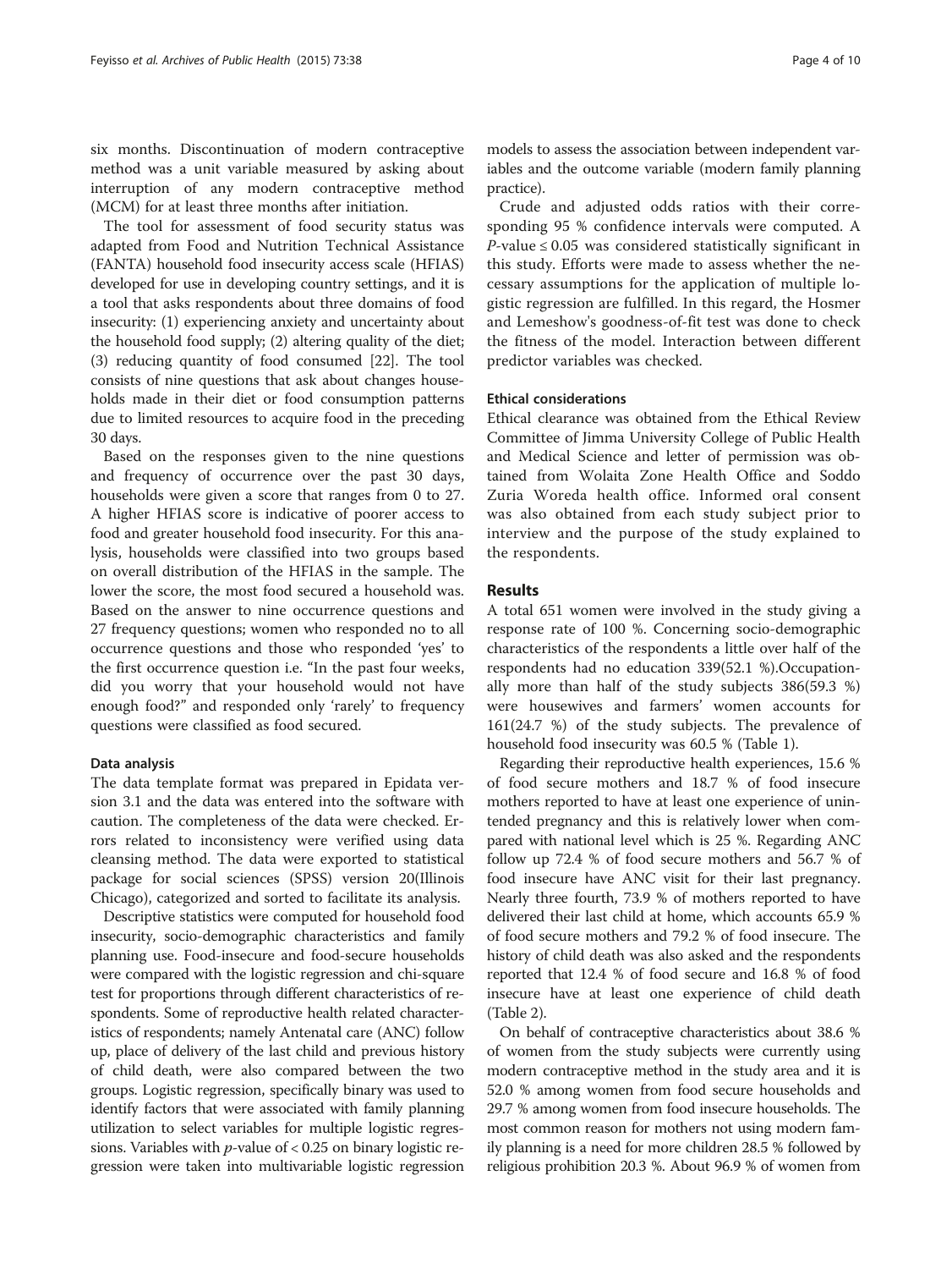six months. Discontinuation of modern contraceptive method was a unit variable measured by asking about interruption of any modern contraceptive method (MCM) for at least three months after initiation.

The tool for assessment of food security status was adapted from Food and Nutrition Technical Assistance (FANTA) household food insecurity access scale (HFIAS) developed for use in developing country settings, and it is a tool that asks respondents about three domains of food insecurity: (1) experiencing anxiety and uncertainty about the household food supply; (2) altering quality of the diet; (3) reducing quantity of food consumed [22]. The tool consists of nine questions that ask about changes households made in their diet or food consumption patterns due to limited resources to acquire food in the preceding 30 days.

Based on the responses given to the nine questions and frequency of occurrence over the past 30 days, households were given a score that ranges from 0 to 27. A higher HFIAS score is indicative of poorer access to food and greater household food insecurity. For this analysis, households were classified into two groups based on overall distribution of the HFIAS in the sample. The lower the score, the most food secured a household was. Based on the answer to nine occurrence questions and 27 frequency questions; women who responded no to all occurrence questions and those who responded 'yes' to the first occurrence question i.e. "In the past four weeks, did you worry that your household would not have enough food?" and responded only 'rarely' to frequency questions were classified as food secured.

#### Data analysis

The data template format was prepared in Epidata version 3.1 and the data was entered into the software with caution. The completeness of the data were checked. Errors related to inconsistency were verified using data cleansing method. The data were exported to statistical package for social sciences (SPSS) version 20(Illinois Chicago), categorized and sorted to facilitate its analysis.

Descriptive statistics were computed for household food insecurity, socio-demographic characteristics and family planning use. Food-insecure and food-secure households were compared with the logistic regression and chi-square test for proportions through different characteristics of respondents. Some of reproductive health related characteristics of respondents; namely Antenatal care (ANC) follow up, place of delivery of the last child and previous history of child death, were also compared between the two groups. Logistic regression, specifically binary was used to identify factors that were associated with family planning utilization to select variables for multiple logistic regressions. Variables with $p$-value of $< 0.25$ on binary logistic regression were taken into multivariable logistic regression models to assess the association between independent variables and the outcome variable (modern family planning practice).

Crude and adjusted odds ratios with their corresponding 95 % confidence intervals were computed. A $P$-value $\leq 0.05$ was considered statistically significant in this study. Efforts were made to assess whether the necessary assumptions for the application of multiple logistic regression are fulfilled. In this regard, the Hosmer and Lemeshow's goodness-of-fit test was done to check the fitness of the model. Interaction between different predictor variables was checked.

#### Ethical considerations

Ethical clearance was obtained from the Ethical Review Committee of Jimma University College of Public Health and Medical Science and letter of permission was obtained from Wolaita Zone Health Office and Soddo Zuria Woreda health office. Informed oral consent was also obtained from each study subject prior to interview and the purpose of the study explained to the respondents.

## Results

A total 651 women were involved in the study giving a response rate of 100 %. Concerning socio-demographic characteristics of the respondents a little over half of the respondents had no education 339(52.1 %).Occupationally more than half of the study subjects 386(59.3 %) were housewives and farmers' women accounts for 161(24.7 %) of the study subjects. The prevalence of household food insecurity was 60.5 % (Table 1).

Regarding their reproductive health experiences, 15.6 % of food secure mothers and 18.7 % of food insecure mothers reported to have at least one experience of unintended pregnancy and this is relatively lower when compared with national level which is 25 %. Regarding ANC follow up 72.4 % of food secure mothers and 56.7 % of food insecure have ANC visit for their last pregnancy. Nearly three fourth, 73.9 % of mothers reported to have delivered their last child at home, which accounts 65.9 % of food secure mothers and 79.2 % of food insecure. The history of child death was also asked and the respondents reported that 12.4 % of food secure and 16.8 % of food insecure have at least one experience of child death (Table 2).

On behalf of contraceptive characteristics about 38.6 % of women from the study subjects were currently using modern contraceptive method in the study area and it is 52.0 % among women from food secure households and 29.7 % among women from food insecure households. The most common reason for mothers not using modern family planning is a need for more children 28.5 % followed by religious prohibition 20.3 %. About 96.9 % of women from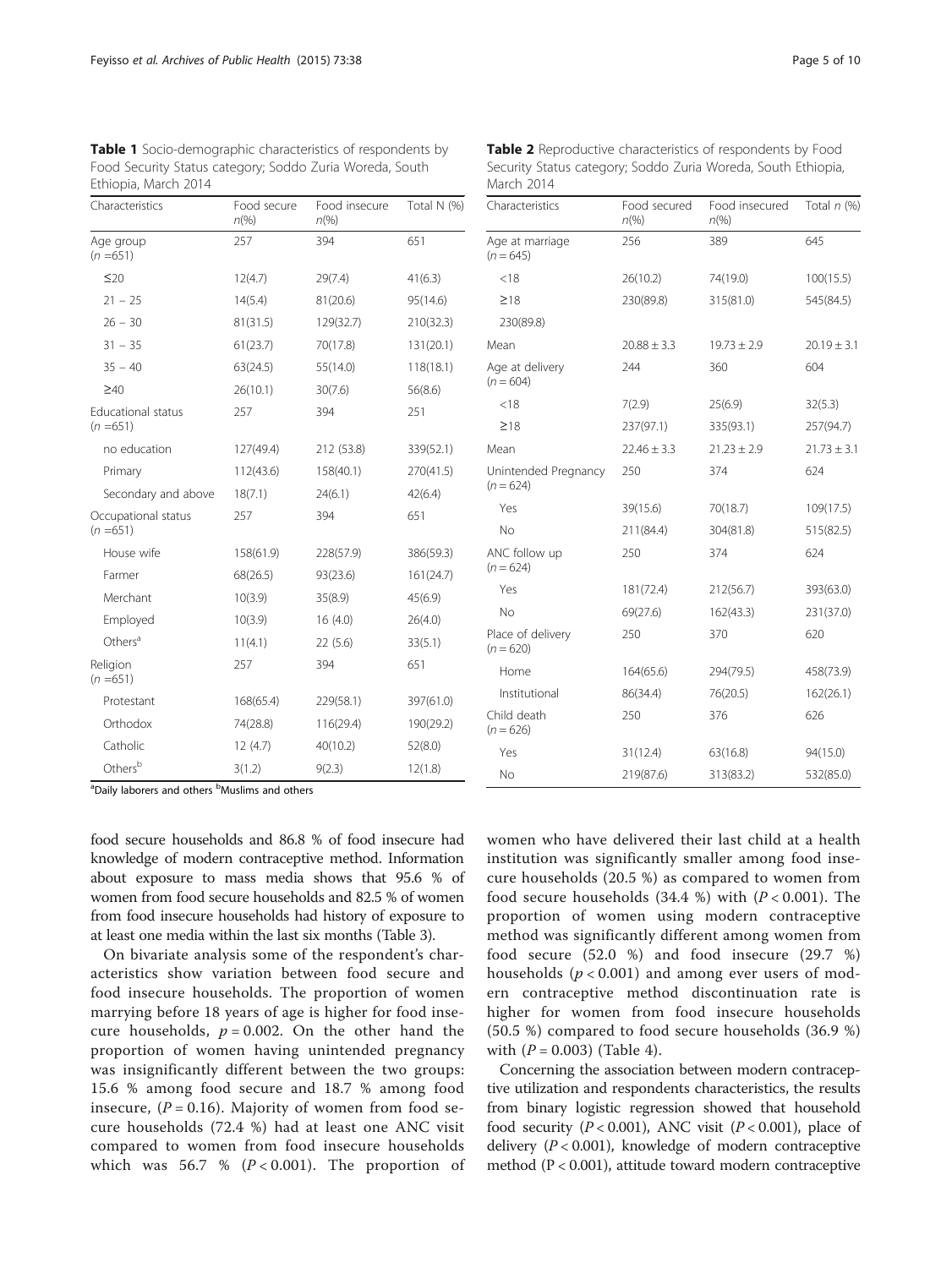**Table 1** Socio-demographic characteristics of respondents by Food Security Status category; Soddo Zuria Woreda, South Ethiopia, March 2014

| Characteristics | Food secure n(%) | Food insecure n(%) | Total N (%) |
|---|---|---|---|
| Age group (n =651) | 257 | 394 | 651 |
| ≤20 | 12(4.7) | 29(7.4) | 41(6.3) |
| 21 − 25 | 14(5.4) | 81(20.6) | 95(14.6) |
| 26 − 30 | 81(31.5) | 129(32.7) | 210(32.3) |
| 31 − 35 | 61(23.7) | 70(17.8) | 131(20.1) |
| 35 − 40 | 63(24.5) | 55(14.0) | 118(18.1) |
| ≥40 | 26(10.1) | 30(7.6) | 56(8.6) |
| Educational status (n =651) | 257 | 394 | 251 |
| no education | 127(49.4) | 212 (53.8) | 339(52.1) |
| Primary | 112(43.6) | 158(40.1) | 270(41.5) |
| Secondary and above | 18(7.1) | 24(6.1) | 42(6.4) |
| Occupational status (n =651) | 257 | 394 | 651 |
| House wife | 158(61.9) | 228(57.9) | 386(59.3) |
| Farmer | 68(26.5) | 93(23.6) | 161(24.7) |
| Merchant | 10(3.9) | 35(8.9) | 45(6.9) |
| Employed | 10(3.9) | 16 (4.0) | 26(4.0) |
| Others[a] | 11(4.1) | 22 (5.6) | 33(5.1) |
| Religion (n =651) | 257 | 394 | 651 |
| Protestant | 168(65.4) | 229(58.1) | 397(61.0) |
| Orthodox | 74(28.8) | 116(29.4) | 190(29.2) |
| Catholic | 12 (4.7) | 40(10.2) | 52(8.0) |
| Others[b] | 3(1.2) | 9(2.3) | 12(1.8) |

[a]Daily laborers and others [b]Muslims and others

**Table 2** Reproductive characteristics of respondents by Food Security Status category; Soddo Zuria Woreda, South Ethiopia, March 2014

| Characteristics | Food secured n(%) | Food insecured n(%) | Total n (%) |
|---|---|---|---|
| Age at marriage (n = 645) | 256 | 389 | 645 |
| <18 | 26(10.2) | 74(19.0) | 100(15.5) |
| ≥18 | 230(89.8) | 315(81.0) | 545(84.5) |
| 230(89.8) | | | |
| Mean | 20.88 ± 3.3 | 19.73 ± 2.9 | 20.19 ± 3.1 |
| Age at delivery (n = 604) | 244 | 360 | 604 |
| <18 | 7(2.9) | 25(6.9) | 32(5.3) |
| ≥18 | 237(97.1) | 335(93.1) | 257(94.7) |
| Mean | 22.46 ± 3.3 | 21.23 ± 2.9 | 21.73 ± 3.1 |
| Unintended Pregnancy (n = 624) | 250 | 374 | 624 |
| Yes | 39(15.6) | 70(18.7) | 109(17.5) |
| No | 211(84.4) | 304(81.8) | 515(82.5) |
| ANC follow up (n = 624) | 250 | 374 | 624 |
| Yes | 181(72.4) | 212(56.7) | 393(63.0) |
| No | 69(27.6) | 162(43.3) | 231(37.0) |
| Place of delivery (n = 620) | 250 | 370 | 620 |
| Home | 164(65.6) | 294(79.5) | 458(73.9) |
| Institutional | 86(34.4) | 76(20.5) | 162(26.1) |
| Child death (n = 626) | 250 | 376 | 626 |
| Yes | 31(12.4) | 63(16.8) | 94(15.0) |
| No | 219(87.6) | 313(83.2) | 532(85.0) |

food secure households and 86.8 % of food insecure had knowledge of modern contraceptive method. Information about exposure to mass media shows that 95.6 % of women from food secure households and 82.5 % of women from food insecure households had history of exposure to at least one media within the last six months (Table 3).

On bivariate analysis some of the respondent's characteristics show variation between food secure and food insecure households. The proportion of women marrying before 18 years of age is higher for food insecure households, $p = 0.002$. On the other hand the proportion of women having unintended pregnancy was insignificantly different between the two groups: 15.6 % among food secure and 18.7 % among food insecure, ($P = 0.16$). Majority of women from food secure households (72.4 %) had at least one ANC visit compared to women from food insecure households which was 56.7 % ($P < 0.001$). The proportion of women who have delivered their last child at a health institution was significantly smaller among food insecure households (20.5 %) as compared to women from food secure households (34.4 %) with ($P < 0.001$). The proportion of women using modern contraceptive method was significantly different among women from food secure (52.0 %) and food insecure (29.7 %) households ($p < 0.001$) and among ever users of modern contraceptive method discontinuation rate is higher for women from food insecure households (50.5 %) compared to food secure households (36.9 %) with ($P = 0.003$) (Table 4).

Concerning the association between modern contraceptive utilization and respondents characteristics, the results from binary logistic regression showed that household food security ($P < 0.001$), ANC visit ($P < 0.001$), place of delivery ($P < 0.001$), knowledge of modern contraceptive method ($P < 0.001$), attitude toward modern contraceptive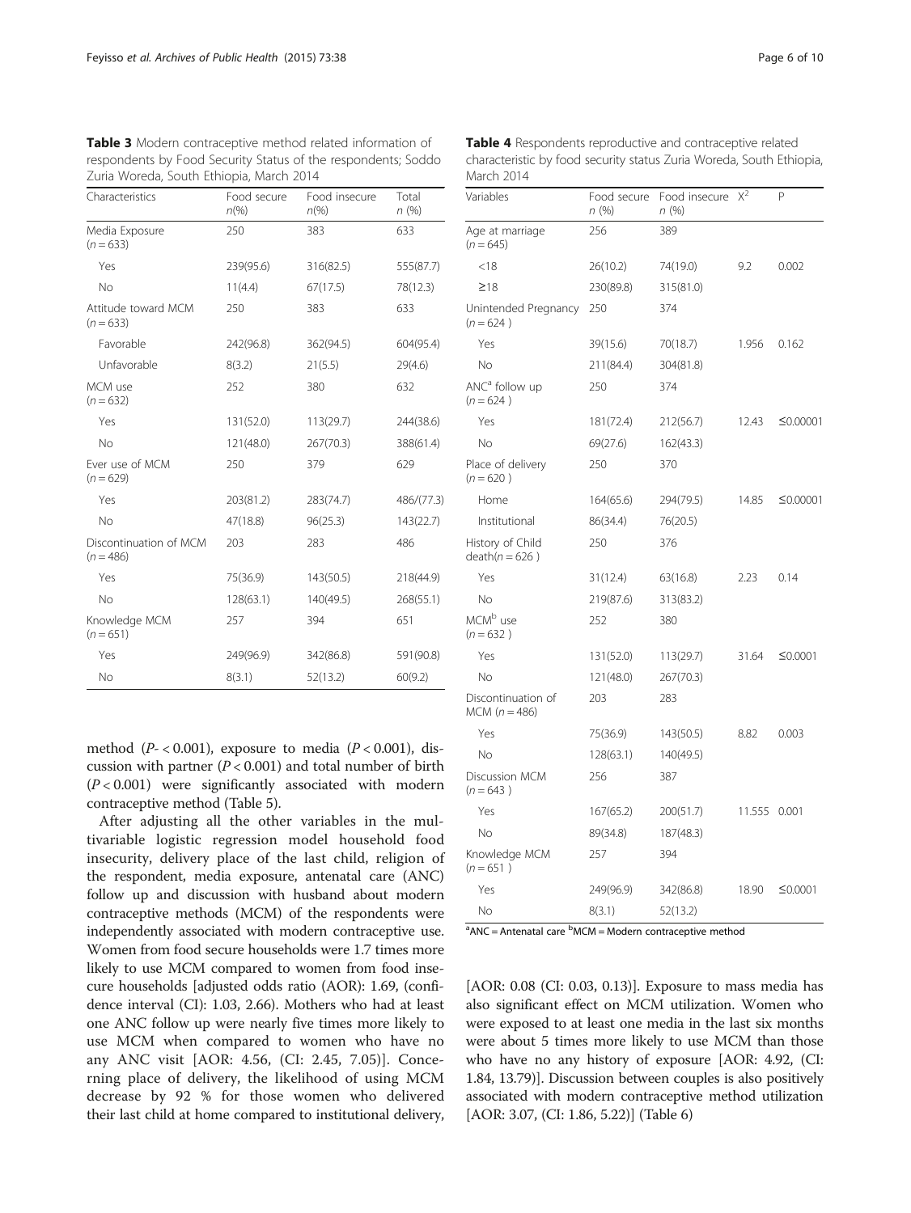**Table 3** Modern contraceptive method related information of respondents by Food Security Status of the respondents; Soddo Zuria Woreda, South Ethiopia, March 2014

| Characteristics | Food secure n(%) | Food insecure n(%) | Total n (%) |
|---|---|---|---|
| Media Exposure (n = 633) | 250 | 383 | 633 |
| Yes | 239(95.6) | 316(82.5) | 555(87.7) |
| No | 11(4.4) | 67(17.5) | 78(12.3) |
| Attitude toward MCM (n = 633) | 250 | 383 | 633 |
| Favorable | 242(96.8) | 362(94.5) | 604(95.4) |
| Unfavorable | 8(3.2) | 21(5.5) | 29(4.6) |
| MCM use (n = 632) | 252 | 380 | 632 |
| Yes | 131(52.0) | 113(29.7) | 244(38.6) |
| No | 121(48.0) | 267(70.3) | 388(61.4) |
| Ever use of MCM (n = 629) | 250 | 379 | 629 |
| Yes | 203(81.2) | 283(74.7) | 486/(77.3) |
| No | 47(18.8) | 96(25.3) | 143(22.7) |
| Discontinuation of MCM (n = 486) | 203 | 283 | 486 |
| Yes | 75(36.9) | 143(50.5) | 218(44.9) |
| No | 128(63.1) | 140(49.5) | 268(55.1) |
| Knowledge MCM (n = 651) | 257 | 394 | 651 |
| Yes | 249(96.9) | 342(86.8) | 591(90.8) |
| No | 8(3.1) | 52(13.2) | 60(9.2) |

method ($P < 0.001$), exposure to media ($P < 0.001$), discussion with partner ($P < 0.001$) and total number of birth ($P < 0.001$) were significantly associated with modern contraceptive method (Table 5).

After adjusting all the other variables in the multivariable logistic regression model household food insecurity, delivery place of the last child, religion of the respondent, media exposure, antenatal care (ANC) follow up and discussion with husband about modern contraceptive methods (MCM) of the respondents were independently associated with modern contraceptive use. Women from food secure households were 1.7 times more likely to use MCM compared to women from food insecure households [adjusted odds ratio (AOR): 1.69, (confidence interval (CI): 1.03, 2.66). Mothers who had at least one ANC follow up were nearly five times more likely to use MCM when compared to women who have no any ANC visit [AOR: 4.56, (CI: 2.45, 7.05)]. Concerning place of delivery, the likelihood of using MCM decrease by 92 % for those women who delivered their last child at home compared to institutional delivery, [AOR: 0.08 (CI: 0.03, 0.13)]. Exposure to mass media has also significant effect on MCM utilization. Women who were exposed to at least one media in the last six months were about 5 times more likely to use MCM than those who have no any history of exposure [AOR: 4.92, (CI: 1.84, 13.79)]. Discussion between couples is also positively associated with modern contraceptive method utilization [AOR: 3.07, (CI: 1.86, 5.22)] (Table 6)

**Table 4** Respondents reproductive and contraceptive related characteristic by food security status Zuria Woreda, South Ethiopia, March 2014

| Variables | Food secure n (%) | Food insecure n (%) | $X^2$ | P |
|---|---|---|---|---|
| Age at marriage (n = 645) | 256 | 389 | | |
| <18 | 26(10.2) | 74(19.0) | 9.2 | 0.002 |
| ≥18 | 230(89.8) | 315(81.0) | | |
| Unintended Pregnancy (n = 624 ) | 250 | 374 | | |
| Yes | 39(15.6) | 70(18.7) | 1.956 | 0.162 |
| No | 211(84.4) | 304(81.8) | | |
| ANC[a] follow up (n = 624 ) | 250 | 374 | | |
| Yes | 181(72.4) | 212(56.7) | 12.43 | ≤0.00001 |
| No | 69(27.6) | 162(43.3) | | |
| Place of delivery (n = 620 ) | 250 | 370 | | |
| Home | 164(65.6) | 294(79.5) | 14.85 | ≤0.00001 |
| Institutional | 86(34.4) | 76(20.5) | | |
| History of Child death(n = 626 ) | 250 | 376 | | |
| Yes | 31(12.4) | 63(16.8) | 2.23 | 0.14 |
| No | 219(87.6) | 313(83.2) | | |
| MCM[b] use (n = 632 ) | 252 | 380 | | |
| Yes | 131(52.0) | 113(29.7) | 31.64 | ≤0.0001 |
| No | 121(48.0) | 267(70.3) | | |
| Discontinuation of MCM (n = 486) | 203 | 283 | | |
| Yes | 75(36.9) | 143(50.5) | 8.82 | 0.003 |
| No | 128(63.1) | 140(49.5) | | |
| Discussion MCM (n = 643 ) | 256 | 387 | | |
| Yes | 167(65.2) | 200(51.7) | 11.555 | 0.001 |
| No | 89(34.8) | 187(48.3) | | |
| Knowledge MCM (n = 651 ) | 257 | 394 | | |
| Yes | 249(96.9) | 342(86.8) | 18.90 | ≤0.0001 |
| No | 8(3.1) | 52(13.2) | | |

[a]ANC = Antenatal care [b]MCM = Modern contraceptive method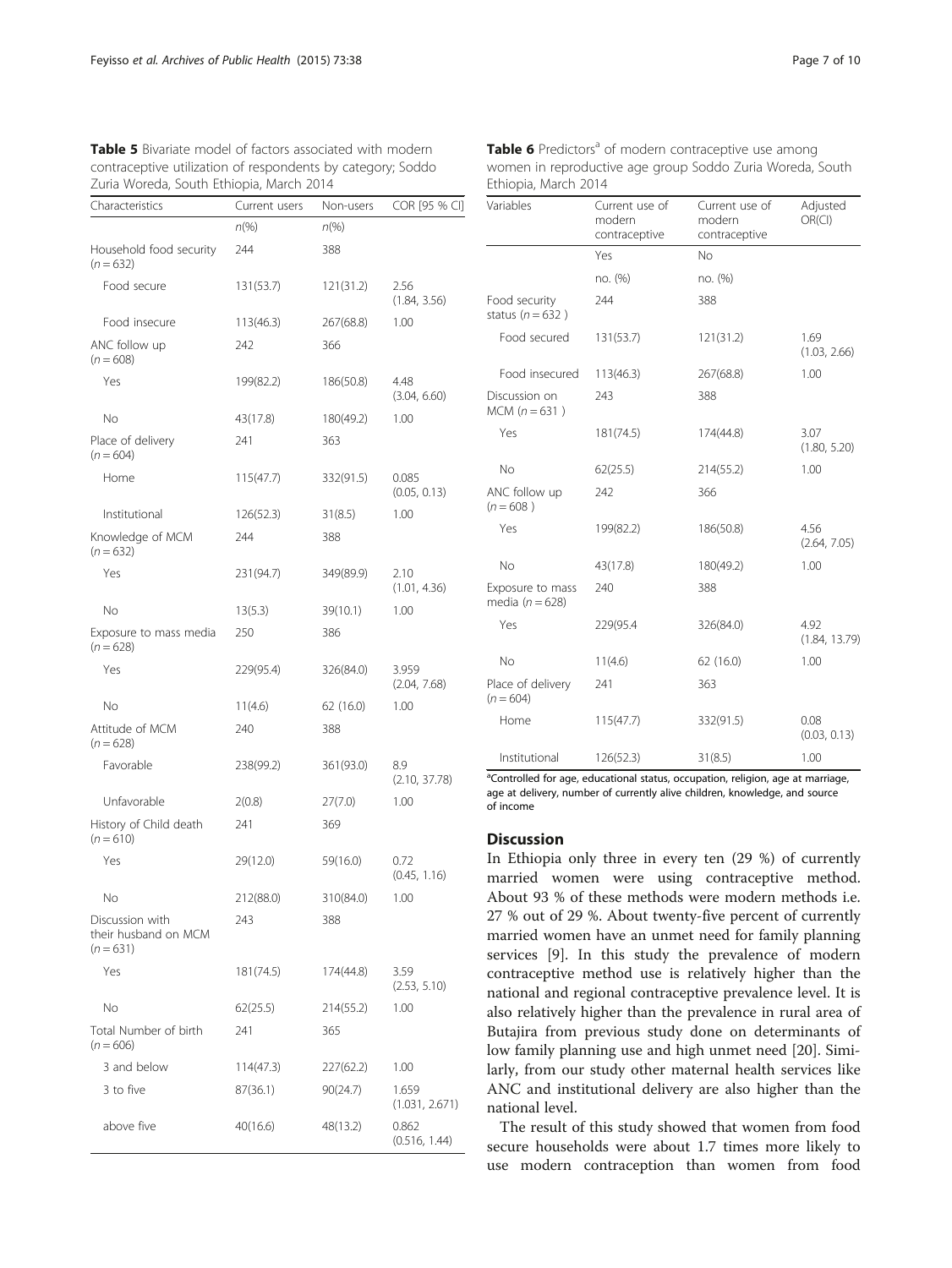**Table 5** Bivariate model of factors associated with modern contraceptive utilization of respondents by category; Soddo Zuria Woreda, South Ethiopia, March 2014

| Characteristics | Current users | Non-users | COR [95 % CI] |
|---|---|---|---|
| | n(%) | n(%) | |
| Household food security (n = 632) | 244 | 388 | |
| Food secure | 131(53.7) | 121(31.2) | 2.56 (1.84, 3.56) |
| Food insecure | 113(46.3) | 267(68.8) | 1.00 |
| ANC follow up (n = 608) | 242 | 366 | |
| Yes | 199(82.2) | 186(50.8) | 4.48 (3.04, 6.60) |
| No | 43(17.8) | 180(49.2) | 1.00 |
| Place of delivery (n = 604) | 241 | 363 | |
| Home | 115(47.7) | 332(91.5) | 0.085 (0.05, 0.13) |
| Institutional | 126(52.3) | 31(8.5) | 1.00 |
| Knowledge of MCM (n = 632) | 244 | 388 | |
| Yes | 231(94.7) | 349(89.9) | 2.10 (1.01, 4.36) |
| No | 13(5.3) | 39(10.1) | 1.00 |
| Exposure to mass media (n = 628) | 250 | 386 | |
| Yes | 229(95.4) | 326(84.0) | 3.959 (2.04, 7.68) |
| No | 11(4.6) | 62 (16.0) | 1.00 |
| Attitude of MCM (n = 628) | 240 | 388 | |
| Favorable | 238(99.2) | 361(93.0) | 8.9 (2.10, 37.78) |
| Unfavorable | 2(0.8) | 27(7.0) | 1.00 |
| History of Child death (n = 610) | 241 | 369 | |
| Yes | 29(12.0) | 59(16.0) | 0.72 (0.45, 1.16) |
| No | 212(88.0) | 310(84.0) | 1.00 |
| Discussion with their husband on MCM (n = 631) | 243 | 388 | |
| Yes | 181(74.5) | 174(44.8) | 3.59 (2.53, 5.10) |
| No | 62(25.5) | 214(55.2) | 1.00 |
| Total Number of birth (n = 606) | 241 | 365 | |
| 3 and below | 114(47.3) | 227(62.2) | 1.00 |
| 3 to five | 87(36.1) | 90(24.7) | 1.659 (1.031, 2.671) |
| above five | 40(16.6) | 48(13.2) | 0.862 (0.516, 1.44) |

**Table 6** Predictors[a] of modern contraceptive use among women in reproductive age group Soddo Zuria Woreda, South Ethiopia, March 2014

| Variables | Current use of modern contraceptive | Current use of modern contraceptive | Adjusted OR(CI) |
|---|---|---|---|
| | Yes | No | |
| | no. (%) | no. (%) | |
| Food security status (n = 632 ) | 244 | 388 | |
| Food secured | 131(53.7) | 121(31.2) | 1.69 (1.03, 2.66) |
| Food insecured | 113(46.3) | 267(68.8) | 1.00 |
| Discussion on MCM (n = 631 ) | 243 | 388 | |
| Yes | 181(74.5) | 174(44.8) | 3.07 (1.80, 5.20) |
| No | 62(25.5) | 214(55.2) | 1.00 |
| ANC follow up (n = 608 ) | 242 | 366 | |
| Yes | 199(82.2) | 186(50.8) | 4.56 (2.64, 7.05) |
| No | 43(17.8) | 180(49.2) | 1.00 |
| Exposure to mass media (n = 628) | 240 | 388 | |
| Yes | 229(95.4 | 326(84.0) | 4.92 (1.84, 13.79) |
| No | 11(4.6) | 62 (16.0) | 1.00 |
| Place of delivery (n = 604) | 241 | 363 | |
| Home | 115(47.7) | 332(91.5) | 0.08 (0.03, 0.13) |
| Institutional | 126(52.3) | 31(8.5) | 1.00 |

[a]Controlled for age, educational status, occupation, religion, age at marriage, age at delivery, number of currently alive children, knowledge, and source of income

## Discussion

In Ethiopia only three in every ten (29 %) of currently married women were using contraceptive method. About 93 % of these methods were modern methods i.e. 27 % out of 29 %. About twenty-five percent of currently married women have an unmet need for family planning services [9]. In this study the prevalence of modern contraceptive method use is relatively higher than the national and regional contraceptive prevalence level. It is also relatively higher than the prevalence in rural area of Butajira from previous study done on determinants of low family planning use and high unmet need [20]. Similarly, from our study other maternal health services like ANC and institutional delivery are also higher than the national level.

The result of this study showed that women from food secure households were about 1.7 times more likely to use modern contraception than women from food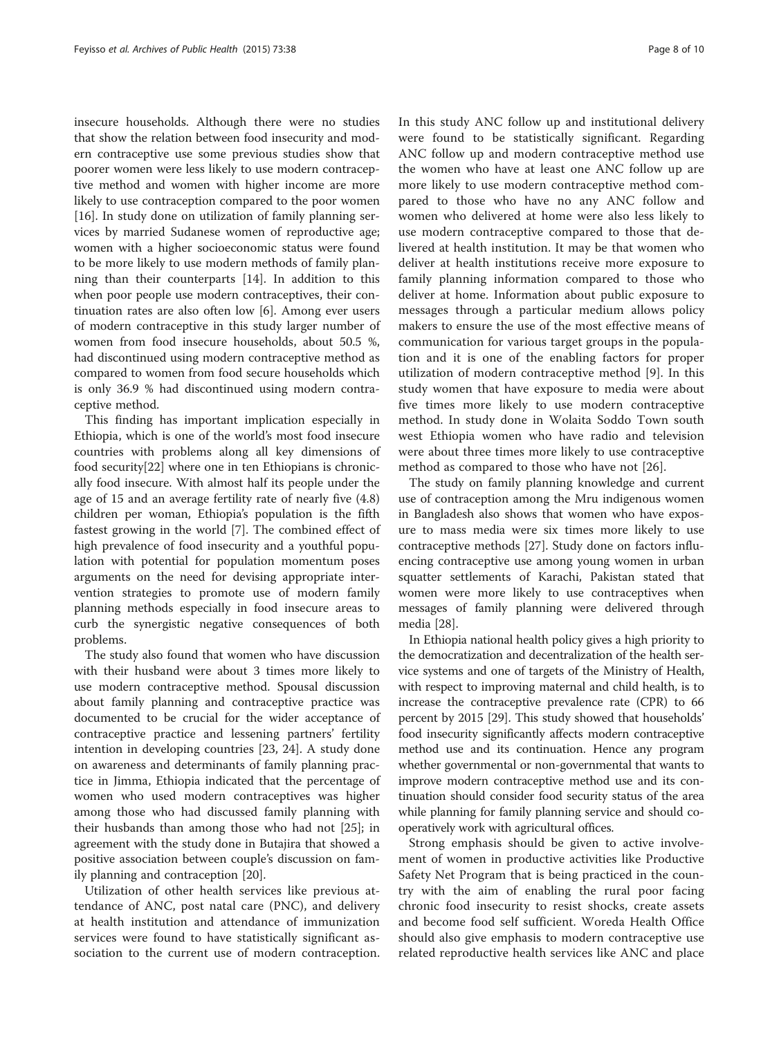insecure households. Although there were no studies that show the relation between food insecurity and modern contraceptive use some previous studies show that poorer women were less likely to use modern contraceptive method and women with higher income are more likely to use contraception compared to the poor women [16]. In study done on utilization of family planning services by married Sudanese women of reproductive age; women with a higher socioeconomic status were found to be more likely to use modern methods of family planning than their counterparts [14]. In addition to this when poor people use modern contraceptives, their continuation rates are also often low [6]. Among ever users of modern contraceptive in this study larger number of women from food insecure households, about 50.5 %, had discontinued using modern contraceptive method as compared to women from food secure households which is only 36.9 % had discontinued using modern contraceptive method.

This finding has important implication especially in Ethiopia, which is one of the world's most food insecure countries with problems along all key dimensions of food security[22] where one in ten Ethiopians is chronically food insecure. With almost half its people under the age of 15 and an average fertility rate of nearly five (4.8) children per woman, Ethiopia's population is the fifth fastest growing in the world [7]. The combined effect of high prevalence of food insecurity and a youthful population with potential for population momentum poses arguments on the need for devising appropriate intervention strategies to promote use of modern family planning methods especially in food insecure areas to curb the synergistic negative consequences of both problems.

The study also found that women who have discussion with their husband were about 3 times more likely to use modern contraceptive method. Spousal discussion about family planning and contraceptive practice was documented to be crucial for the wider acceptance of contraceptive practice and lessening partners' fertility intention in developing countries [23, 24]. A study done on awareness and determinants of family planning practice in Jimma, Ethiopia indicated that the percentage of women who used modern contraceptives was higher among those who had discussed family planning with their husbands than among those who had not [25]; in agreement with the study done in Butajira that showed a positive association between couple's discussion on family planning and contraception [20].

Utilization of other health services like previous attendance of ANC, post natal care (PNC), and delivery at health institution and attendance of immunization services were found to have statistically significant association to the current use of modern contraception. In this study ANC follow up and institutional delivery were found to be statistically significant. Regarding ANC follow up and modern contraceptive method use the women who have at least one ANC follow up are more likely to use modern contraceptive method compared to those who have no any ANC follow and women who delivered at home were also less likely to use modern contraceptive compared to those that delivered at health institution. It may be that women who deliver at health institutions receive more exposure to family planning information compared to those who deliver at home. Information about public exposure to messages through a particular medium allows policy makers to ensure the use of the most effective means of communication for various target groups in the population and it is one of the enabling factors for proper utilization of modern contraceptive method [9]. In this study women that have exposure to media were about five times more likely to use modern contraceptive method. In study done in Wolaita Soddo Town south west Ethiopia women who have radio and television were about three times more likely to use contraceptive method as compared to those who have not [26].

The study on family planning knowledge and current use of contraception among the Mru indigenous women in Bangladesh also shows that women who have exposure to mass media were six times more likely to use contraceptive methods [27]. Study done on factors influencing contraceptive use among young women in urban squatter settlements of Karachi, Pakistan stated that women were more likely to use contraceptives when messages of family planning were delivered through media [28].

In Ethiopia national health policy gives a high priority to the democratization and decentralization of the health service systems and one of targets of the Ministry of Health, with respect to improving maternal and child health, is to increase the contraceptive prevalence rate (CPR) to 66 percent by 2015 [29]. This study showed that households' food insecurity significantly affects modern contraceptive method use and its continuation. Hence any program whether governmental or non-governmental that wants to improve modern contraceptive method use and its continuation should consider food security status of the area while planning for family planning service and should cooperatively work with agricultural offices.

Strong emphasis should be given to active involvement of women in productive activities like Productive Safety Net Program that is being practiced in the country with the aim of enabling the rural poor facing chronic food insecurity to resist shocks, create assets and become food self sufficient. Woreda Health Office should also give emphasis to modern contraceptive use related reproductive health services like ANC and place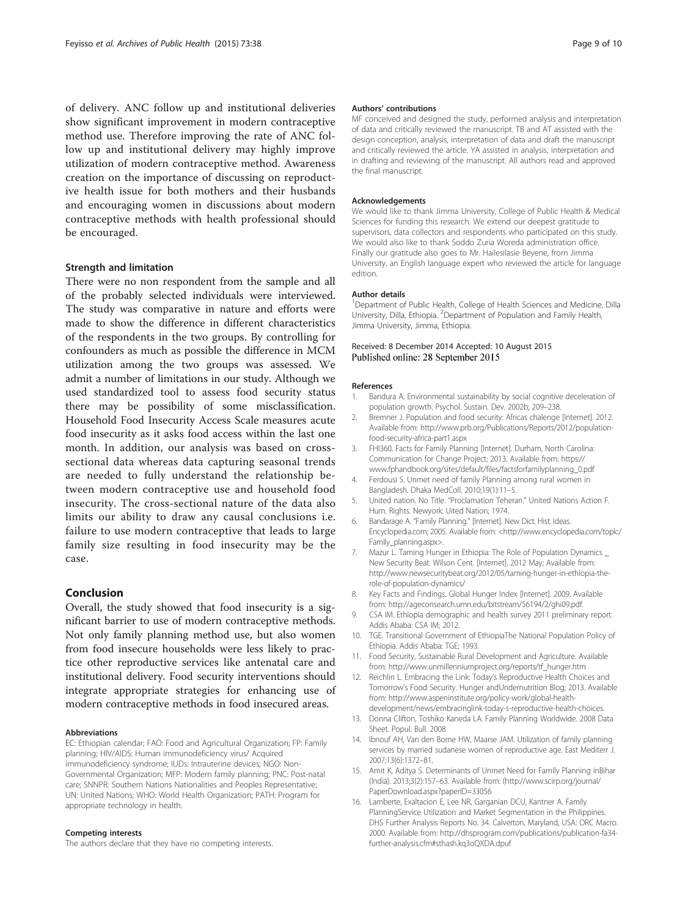of delivery. ANC follow up and institutional deliveries show significant improvement in modern contraceptive method use. Therefore improving the rate of ANC follow up and institutional delivery may highly improve utilization of modern contraceptive method. Awareness creation on the importance of discussing on reproductive health issue for both mothers and their husbands and encouraging women in discussions about modern contraceptive methods with health professional should be encouraged.

### Strength and limitation

There were no non respondent from the sample and all of the probably selected individuals were interviewed. The study was comparative in nature and efforts were made to show the difference in different characteristics of the respondents in the two groups. By controlling for confounders as much as possible the difference in MCM utilization among the two groups was assessed. We admit a number of limitations in our study. Although we used standardized tool to assess food security status there may be possibility of some misclassification. Household Food Insecurity Access Scale measures acute food insecurity as it asks food access within the last one month. In addition, our analysis was based on cross-sectional data whereas data capturing seasonal trends are needed to fully understand the relationship between modern contraceptive use and household food insecurity. The cross-sectional nature of the data also limits our ability to draw any causal conclusions i.e. failure to use modern contraceptive that leads to large family size resulting in food insecurity may be the case.

## Conclusion

Overall, the study showed that food insecurity is a significant barrier to use of modern contraceptive methods. Not only family planning method use, but also women from food insecure households were less likely to practice other reproductive services like antenatal care and institutional delivery. Food security interventions should integrate appropriate strategies for enhancing use of modern contraceptive methods in food insecured areas.

#### Abbreviations

EC: Ethiopian calendar; FAO: Food and Agricultural Organization; FP: Family planning; HIV/AIDS: Human immunodeficiency virus/ Acquired immunodeficiency syndrome; IUDs: Intrauterine devices; NGO: Non-Governmental Organization; MFP: Modern family planning; PNC: Post-natal care; SNNPR: Southern Nations Nationalities and Peoples Representative; UN: United Nations; WHO: World Health Organization; PATH: Program for appropriate technology in health.

#### Competing interests

The authors declare that they have no competing interests.

#### Authors' contributions

MF conceived and designed the study, performed analysis and interpretation of data and critically reviewed the manuscript. TB and AT assisted with the design conception, analysis, interpretation of data and draft the manuscript and critically reviewed the article. YA assisted in analysis, interpretation and in drafting and reviewing of the manuscript. All authors read and approved the final manuscript.

#### Acknowledgements

We would like to thank Jimma University, College of Public Health & Medical Sciences for funding this research. We extend our deepest gratitude to supervisors, data collectors and respondents who participated on this study. We would also like to thank Soddo Zuria Woreda administration office. Finally our gratitude also goes to Mr. Hailesilasie Beyene, from Jimma University, an English language expert who reviewed the article for language edition.

#### Author details

[1]Department of Public Health, College of Health Sciences and Medicine, Dilla University, Dilla, Ethiopia. [2]Department of Population and Family Health, Jimma University, Jimma, Ethiopia.

Received: 8 December 2014 Accepted: 10 August 2015
Published online: 28 September 2015

#### References

1. Bandura A. Environmental sustainability by social cognitive deceleration of population growth. Psychol. Sustain. Dev. 2002b; 209–238.
2. Bremner J. Population and food security: Africas chalenge [Internet]. 2012. Available from: http://www.prb.org/Publications/Reports/2012/population-food-security-africa-part1.aspx
3. FHI360. Facts for Family Planning [Internet]. Durham, North Carolina: Communication for Change Project; 2013. Available from: https://www.fphandbook.org/sites/default/files/factsforfamilyplanning_0.pdf
4. Ferdousi S. Unmet need of family Planning among rural women in Bangladesh. Dhaka MedColl. 2010;19(1):11–5.
5. United nation. No Title. "Proclamation Teheran." United Nations Action F. Hum. Rights. Newyork: Uited Nation; 1974.
6. Bandarage A. "Family Planning." [Internet]. New Dict. Hist. Ideas. Encyclopedia.com; 2005. Available from: <http://www.encyclopedia.com/topic/Family_planning.aspx>.
7. Mazur L. Taming Hunger in Ethiopia: The Role of Population Dynamics _ New Security Beat. Wilson Cent. [Internet]. 2012 May; Available from: http://www.newsecuritybeat.org/2012/05/taming-hunger-in-ethiopia-the-role-of-population-dynamics/
8. Key Facts and Findings. Global Hunger Index [Internet]. 2009. Available from: http://ageconsearch.umn.edu/bitstream/56194/2/ghi09.pdf.
9. CSA IM. Ethiopia demographic and health survey 2011 preliminary report. Addis Ababa: CSA IM; 2012.
10. TGE. Transitional Government of EthiopiaThe National Population Policy of Ethiopia. Addis Ababa: TGE; 1993.
11. Food Security, Sustainable Rural Development and Agriculture. Available from: http://www.unmillenniumproject.org/reports/tf_hunger.htm
12. Reichlin L. Embracing the Link: Today's Reproductive Health Choices and Tomorrow's Food Security. Hunger andUndernutrition Blog; 2013. Available from: http://www.aspeninstitute.org/policy-work/global-health-development/news/embracinglink-today-s-reproductive-health-choices.
13. Donna Clifton, Toshiko Kaneda LA. Family Planning Worldwide. 2008 Data Sheet. Popul. Bull. 2008
14. Ibnouf AH, Van den Borne HW, Maarse JAM. Utilization of family planning services by married sudanese women of reproductive age. East Mediterr J. 2007;13(6):1372–81.
15. Amit K, Aditya S. Determinants of Unmet Need for Family Planning inBihar (India). 2013;3(2):157–63. Available from: (http://www.scirp.org/journal/PaperDownload.aspx?paperID=33056
16. Lamberte, Exaltacion E, Lee NR, Garganian DCU, Kantner A. Family PlanningService Utilization and Market Segmentation in the Philippines. DHS Further Analysis Reports No. 34. Calverton, Maryland, USA: ORC Macro. 2000. Available from: http://dhsprogram.com/publications/publication-fa34-further-analysis.cfm#sthash.kq3oQXDA.dpuf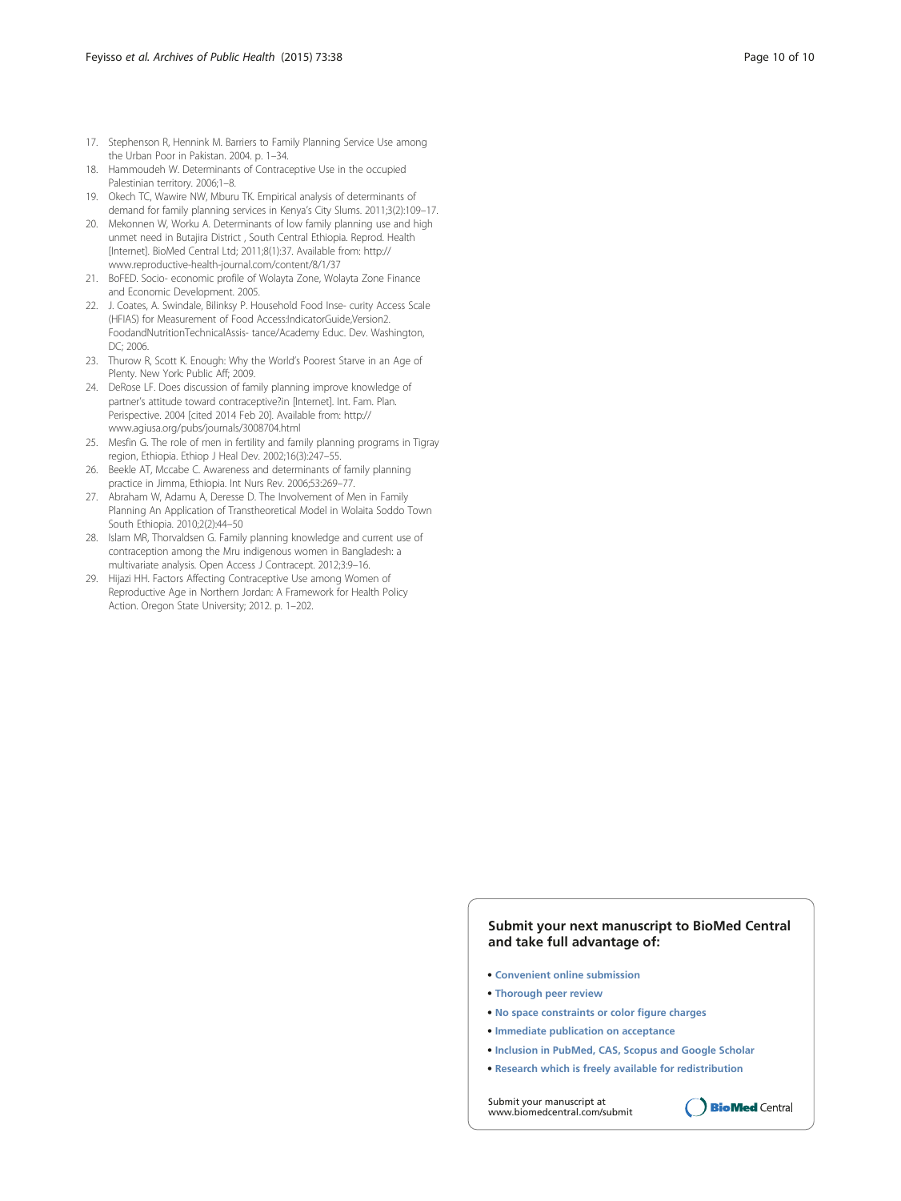17. Stephenson R, Hennink M. Barriers to Family Planning Service Use among the Urban Poor in Pakistan. 2004. p. 1–34.
18. Hammoudeh W. Determinants of Contraceptive Use in the occupied Palestinian territory. 2006;1–8.
19. Okech TC, Wawire NW, Mburu TK. Empirical analysis of determinants of demand for family planning services in Kenya's City Slums. 2011;3(2):109–17.
20. Mekonnen W, Worku A. Determinants of low family planning use and high unmet need in Butajira District , South Central Ethiopia. Reprod. Health [Internet]. BioMed Central Ltd; 2011;8(1):37. Available from: http://www.reproductive-health-journal.com/content/8/1/37
21. BoFED. Socio- economic profile of Wolayta Zone, Wolayta Zone Finance and Economic Development. 2005.
22. J. Coates, A. Swindale, Bilinksy P. Household Food Inse- curity Access Scale (HFIAS) for Measurement of Food Access:IndicatorGuide,Version2. FoodandNutritionTechnicalAssis- tance/Academy Educ. Dev. Washington, DC; 2006.
23. Thurow R, Scott K. Enough: Why the World's Poorest Starve in an Age of Plenty. New York: Public Aff; 2009.
24. DeRose LF. Does discussion of family planning improve knowledge of partner's attitude toward contraceptive?in [Internet]. Int. Fam. Plan. Perispective. 2004 [cited 2014 Feb 20]. Available from: http://www.agiusa.org/pubs/journals/3008704.html
25. Mesfin G. The role of men in fertility and family planning programs in Tigray region, Ethiopia. Ethiop J Heal Dev. 2002;16(3):247–55.
26. Beekle AT, Mccabe C. Awareness and determinants of family planning practice in Jimma, Ethiopia. Int Nurs Rev. 2006;53:269–77.
27. Abraham W, Adamu A, Deresse D. The Involvement of Men in Family Planning An Application of Transtheoretical Model in Wolaita Soddo Town South Ethiopia. 2010;2(2):44–50
28. Islam MR, Thorvaldsen G. Family planning knowledge and current use of contraception among the Mru indigenous women in Bangladesh: a multivariate analysis. Open Access J Contracept. 2012;3:9–16.
29. Hijazi HH. Factors Affecting Contraceptive Use among Women of Reproductive Age in Northern Jordan: A Framework for Health Policy Action. Oregon State University; 2012. p. 1–202.

**Submit your next manuscript to BioMed Central and take full advantage of:**

- **Convenient online submission**
- **Thorough peer review**
- **No space constraints or color figure charges**
- **Immediate publication on acceptance**
- **Inclusion in PubMed, CAS, Scopus and Google Scholar**
- **Research which is freely available for redistribution**

Submit your manuscript at www.biomedcentral.com/submit

BioMed Central